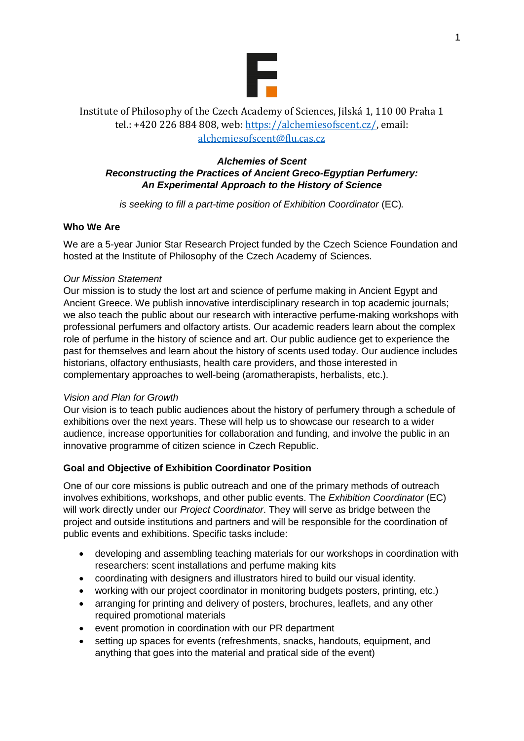Institute of Philosophy of the Czech Academy of Sciences, Jilská 1, 110 00 Praha 1
tel.: +420 226 884 808, web: https://alchemiesofscent.cz/, email: alchemiesofscent@flu.cas.cz

***Alchemies of Scent***
***Reconstructing the Practices of Ancient Greco-Egyptian Perfumery: An Experimental Approach to the History of Science***

*is seeking to fill a part-time position of Exhibition Coordinator* (EC)*.*

**Who We Are**

We are a 5-year Junior Star Research Project funded by the Czech Science Foundation and hosted at the Institute of Philosophy of the Czech Academy of Sciences.

*Our Mission Statement*
Our mission is to study the lost art and science of perfume making in Ancient Egypt and Ancient Greece. We publish innovative interdisciplinary research in top academic journals; we also teach the public about our research with interactive perfume-making workshops with professional perfumers and olfactory artists. Our academic readers learn about the complex role of perfume in the history of science and art. Our public audience get to experience the past for themselves and learn about the history of scents used today. Our audience includes historians, olfactory enthusiasts, health care providers, and those interested in complementary approaches to well-being (aromatherapists, herbalists, etc.).

*Vision and Plan for Growth*
Our vision is to teach public audiences about the history of perfumery through a schedule of exhibitions over the next years. These will help us to showcase our research to a wider audience, increase opportunities for collaboration and funding, and involve the public in an innovative programme of citizen science in Czech Republic.

**Goal and Objective of Exhibition Coordinator Position**

One of our core missions is public outreach and one of the primary methods of outreach involves exhibitions, workshops, and other public events. The *Exhibition Coordinator* (EC) will work directly under our *Project Coordinator*. They will serve as bridge between the project and outside institutions and partners and will be responsible for the coordination of public events and exhibitions. Specific tasks include:

- developing and assembling teaching materials for our workshops in coordination with researchers: scent installations and perfume making kits
- coordinating with designers and illustrators hired to build our visual identity.
- working with our project coordinator in monitoring budgets posters, printing, etc.)
- arranging for printing and delivery of posters, brochures, leaflets, and any other required promotional materials
- event promotion in coordination with our PR department
- setting up spaces for events (refreshments, snacks, handouts, equipment, and anything that goes into the material and pratical side of the event)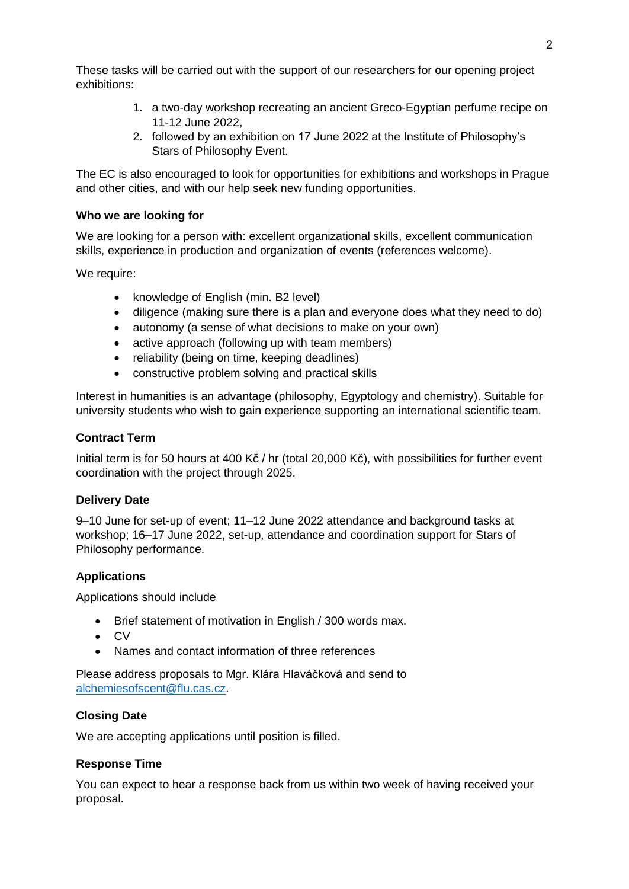These tasks will be carried out with the support of our researchers for our opening project exhibitions:

1. a two-day workshop recreating an ancient Greco-Egyptian perfume recipe on 11-12 June 2022,
2. followed by an exhibition on 17 June 2022 at the Institute of Philosophy's Stars of Philosophy Event.

The EC is also encouraged to look for opportunities for exhibitions and workshops in Prague and other cities, and with our help seek new funding opportunities.

**Who we are looking for**

We are looking for a person with: excellent organizational skills, excellent communication skills, experience in production and organization of events (references welcome).

We require:

- knowledge of English (min. B2 level)
- diligence (making sure there is a plan and everyone does what they need to do)
- autonomy (a sense of what decisions to make on your own)
- active approach (following up with team members)
- reliability (being on time, keeping deadlines)
- constructive problem solving and practical skills

Interest in humanities is an advantage (philosophy, Egyptology and chemistry). Suitable for university students who wish to gain experience supporting an international scientific team.

**Contract Term**

Initial term is for 50 hours at 400 Kč / hr (total 20,000 Kč), with possibilities for further event coordination with the project through 2025.

**Delivery Date**

9–10 June for set-up of event; 11–12 June 2022 attendance and background tasks at workshop; 16–17 June 2022, set-up, attendance and coordination support for Stars of Philosophy performance.

**Applications**

Applications should include

- Brief statement of motivation in English / 300 words max.
- CV
- Names and contact information of three references

Please address proposals to Mgr. Klára Hlaváčková and send to alchemiesofscent@flu.cas.cz.

**Closing Date**

We are accepting applications until position is filled.

**Response Time**

You can expect to hear a response back from us within two week of having received your proposal.